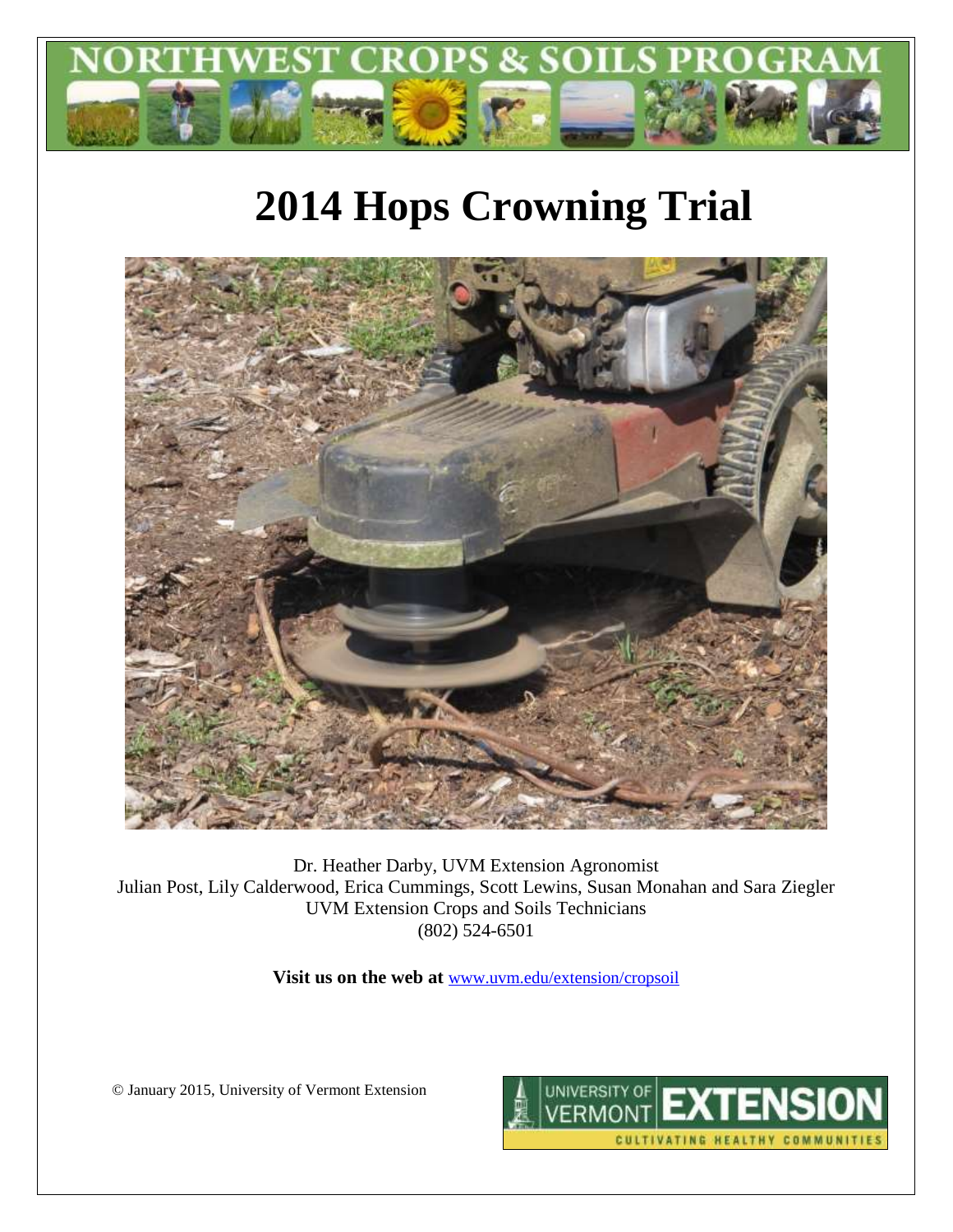NORTHWEST CROPS & SOILS PROGRAM

# 2014 Hops Crowning Trial

Dr. Heather Darby, UVM Extension Agronomist
Julian Post, Lily Calderwood, Erica Cummings, Scott Lewins, Susan Monahan and Sara Ziegler
UVM Extension Crops and Soils Technicians
(802) 524-6501

**Visit us on the web at** www.uvm.edu/extension/cropsoil

© January 2015, University of Vermont Extension

UNIVERSITY OF VERMONT EXTENSION
CULTIVATING HEALTHY COMMUNITIES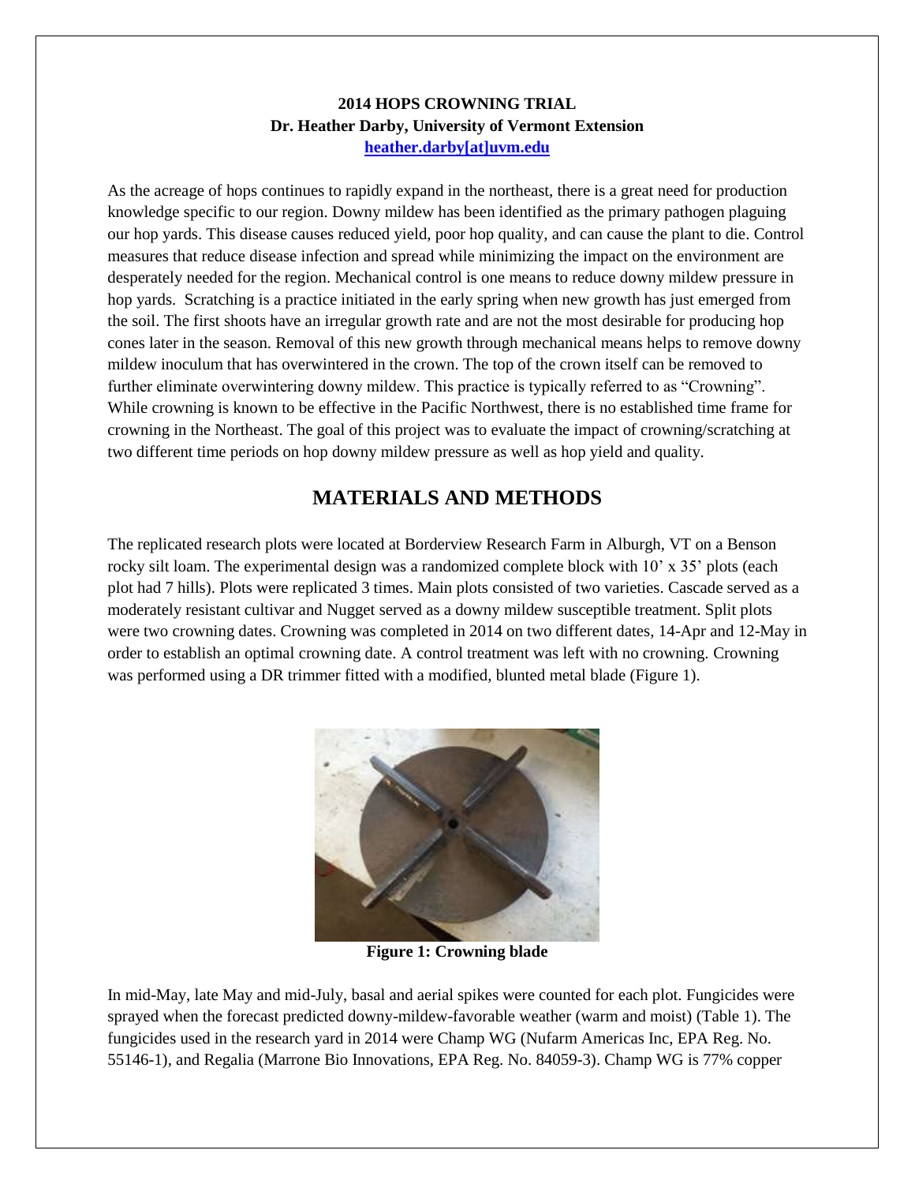**2014 HOPS CROWNING TRIAL**
**Dr. Heather Darby, University of Vermont Extension**
**heather.darby[at]uvm.edu**

As the acreage of hops continues to rapidly expand in the northeast, there is a great need for production knowledge specific to our region. Downy mildew has been identified as the primary pathogen plaguing our hop yards. This disease causes reduced yield, poor hop quality, and can cause the plant to die. Control measures that reduce disease infection and spread while minimizing the impact on the environment are desperately needed for the region. Mechanical control is one means to reduce downy mildew pressure in hop yards. Scratching is a practice initiated in the early spring when new growth has just emerged from the soil. The first shoots have an irregular growth rate and are not the most desirable for producing hop cones later in the season. Removal of this new growth through mechanical means helps to remove downy mildew inoculum that has overwintered in the crown. The top of the crown itself can be removed to further eliminate overwintering downy mildew. This practice is typically referred to as "Crowning". While crowning is known to be effective in the Pacific Northwest, there is no established time frame for crowning in the Northeast. The goal of this project was to evaluate the impact of crowning/scratching at two different time periods on hop downy mildew pressure as well as hop yield and quality.

## MATERIALS AND METHODS

The replicated research plots were located at Borderview Research Farm in Alburgh, VT on a Benson rocky silt loam. The experimental design was a randomized complete block with 10' x 35' plots (each plot had 7 hills). Plots were replicated 3 times. Main plots consisted of two varieties. Cascade served as a moderately resistant cultivar and Nugget served as a downy mildew susceptible treatment. Split plots were two crowning dates. Crowning was completed in 2014 on two different dates, 14-Apr and 12-May in order to establish an optimal crowning date. A control treatment was left with no crowning. Crowning was performed using a DR trimmer fitted with a modified, blunted metal blade (Figure 1).

**Figure 1: Crowning blade**

In mid-May, late May and mid-July, basal and aerial spikes were counted for each plot. Fungicides were sprayed when the forecast predicted downy-mildew-favorable weather (warm and moist) (Table 1). The fungicides used in the research yard in 2014 were Champ WG (Nufarm Americas Inc, EPA Reg. No. 55146-1), and Regalia (Marrone Bio Innovations, EPA Reg. No. 84059-3). Champ WG is 77% copper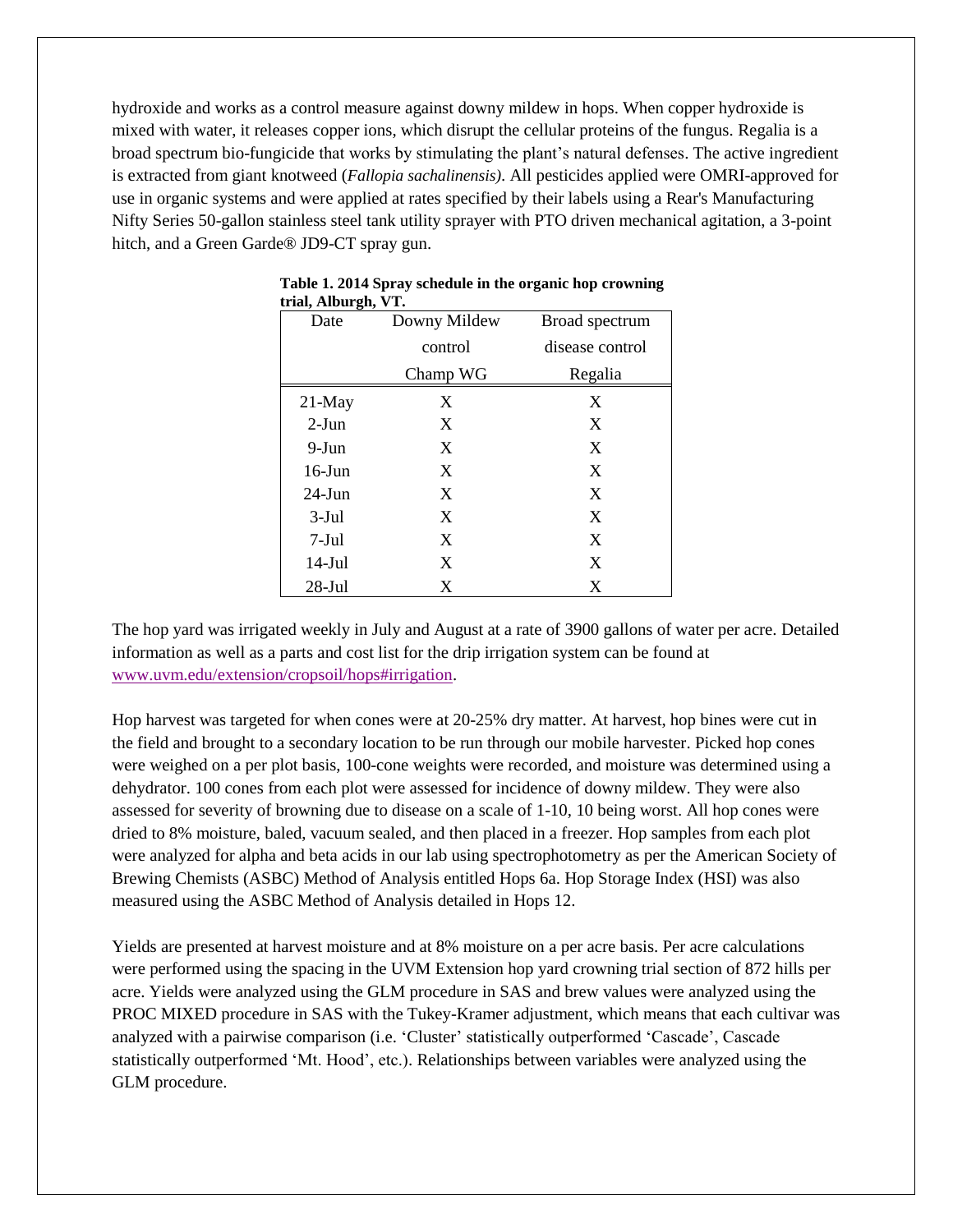hydroxide and works as a control measure against downy mildew in hops. When copper hydroxide is mixed with water, it releases copper ions, which disrupt the cellular proteins of the fungus. Regalia is a broad spectrum bio-fungicide that works by stimulating the plant's natural defenses. The active ingredient is extracted from giant knotweed (*Fallopia sachalinensis)*. All pesticides applied were OMRI-approved for use in organic systems and were applied at rates specified by their labels using a Rear's Manufacturing Nifty Series 50-gallon stainless steel tank utility sprayer with PTO driven mechanical agitation, a 3-point hitch, and a Green Garde® JD9-CT spray gun.

**Table 1. 2014 Spray schedule in the organic hop crowning trial, Alburgh, VT.**

| Date | Downy Mildew control Champ WG | Broad spectrum disease control Regalia |
|---|---|---|
| 21-May | X | X |
| 2-Jun | X | X |
| 9-Jun | X | X |
| 16-Jun | X | X |
| 24-Jun | X | X |
| 3-Jul | X | X |
| 7-Jul | X | X |
| 14-Jul | X | X |
| 28-Jul | X | X |

The hop yard was irrigated weekly in July and August at a rate of 3900 gallons of water per acre. Detailed information as well as a parts and cost list for the drip irrigation system can be found at www.uvm.edu/extension/cropsoil/hops#irrigation.

Hop harvest was targeted for when cones were at 20-25% dry matter. At harvest, hop bines were cut in the field and brought to a secondary location to be run through our mobile harvester. Picked hop cones were weighed on a per plot basis, 100-cone weights were recorded, and moisture was determined using a dehydrator. 100 cones from each plot were assessed for incidence of downy mildew. They were also assessed for severity of browning due to disease on a scale of 1-10, 10 being worst. All hop cones were dried to 8% moisture, baled, vacuum sealed, and then placed in a freezer. Hop samples from each plot were analyzed for alpha and beta acids in our lab using spectrophotometry as per the American Society of Brewing Chemists (ASBC) Method of Analysis entitled Hops 6a. Hop Storage Index (HSI) was also measured using the ASBC Method of Analysis detailed in Hops 12.

Yields are presented at harvest moisture and at 8% moisture on a per acre basis. Per acre calculations were performed using the spacing in the UVM Extension hop yard crowning trial section of 872 hills per acre. Yields were analyzed using the GLM procedure in SAS and brew values were analyzed using the PROC MIXED procedure in SAS with the Tukey-Kramer adjustment, which means that each cultivar was analyzed with a pairwise comparison (i.e. 'Cluster' statistically outperformed 'Cascade', Cascade statistically outperformed 'Mt. Hood', etc.). Relationships between variables were analyzed using the GLM procedure.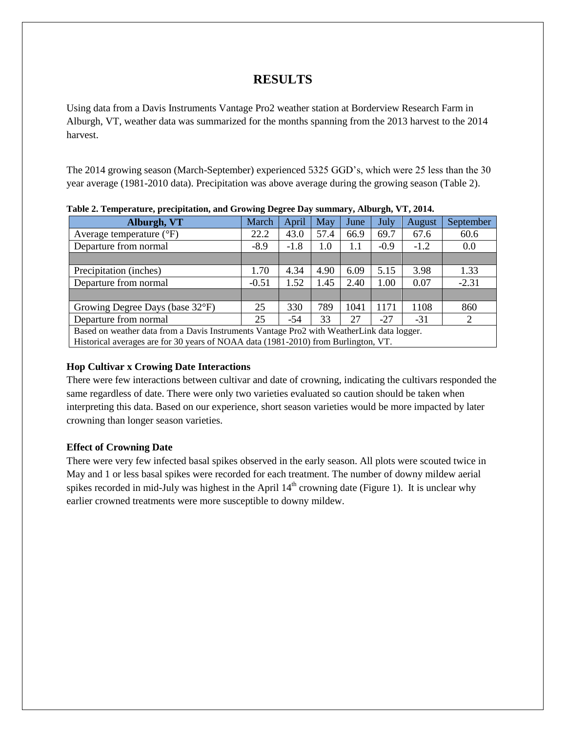# RESULTS

Using data from a Davis Instruments Vantage Pro2 weather station at Borderview Research Farm in Alburgh, VT, weather data was summarized for the months spanning from the 2013 harvest to the 2014 harvest.

The 2014 growing season (March-September) experienced 5325 GGD's, which were 25 less than the 30 year average (1981-2010 data). Precipitation was above average during the growing season (Table 2).

**Table 2. Temperature, precipitation, and Growing Degree Day summary, Alburgh, VT, 2014.**

| Alburgh, VT | March | April | May | June | July | August | September |
|---|---|---|---|---|---|---|---|
| Average temperature (°F) | 22.2 | 43.0 | 57.4 | 66.9 | 69.7 | 67.6 | 60.6 |
| Departure from normal | -8.9 | -1.8 | 1.0 | 1.1 | -0.9 | -1.2 | 0.0 |
| | | | | | | | |
| Precipitation (inches) | 1.70 | 4.34 | 4.90 | 6.09 | 5.15 | 3.98 | 1.33 |
| Departure from normal | -0.51 | 1.52 | 1.45 | 2.40 | 1.00 | 0.07 | -2.31 |
| | | | | | | | |
| Growing Degree Days (base 32°F) | 25 | 330 | 789 | 1041 | 1171 | 1108 | 860 |
| Departure from normal | 25 | -54 | 33 | 27 | -27 | -31 | 2 |

Based on weather data from a Davis Instruments Vantage Pro2 with WeatherLink data logger.
Historical averages are for 30 years of NOAA data (1981-2010) from Burlington, VT.

### Hop Cultivar x Crowing Date Interactions

There were few interactions between cultivar and date of crowning, indicating the cultivars responded the same regardless of date. There were only two varieties evaluated so caution should be taken when interpreting this data. Based on our experience, short season varieties would be more impacted by later crowning than longer season varieties.

### Effect of Crowning Date

There were very few infected basal spikes observed in the early season. All plots were scouted twice in May and 1 or less basal spikes were recorded for each treatment. The number of downy mildew aerial spikes recorded in mid-July was highest in the April 14th crowning date (Figure 1). It is unclear why earlier crowned treatments were more susceptible to downy mildew.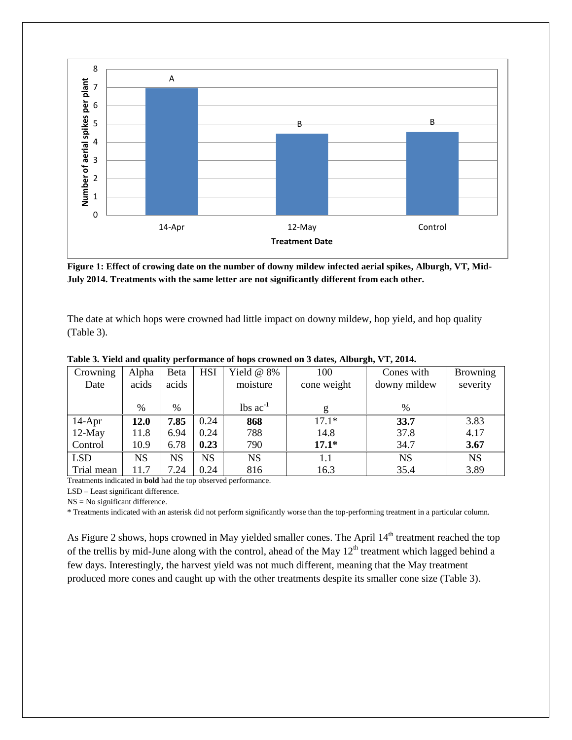**Figure 1: Effect of crowing date on the number of downy mildew infected aerial spikes, Alburgh, VT, Mid-July 2014. Treatments with the same letter are not significantly different from each other.**

The date at which hops were crowned had little impact on downy mildew, hop yield, and hop quality (Table 3).

**Table 3. Yield and quality performance of hops crowned on 3 dates, Alburgh, VT, 2014.**

| Crowning Date | Alpha acids | Beta acids | HSI | Yield @ 8% moisture | 100 cone weight | Cones with downy mildew | Browning severity |
|---|---|---|---|---|---|---|---|
| | % | % | | lbs ac$^{-1}$ | g | % | |
| 14-Apr | **12.0** | **7.85** | 0.24 | **868** | 17.1* | **33.7** | 3.83 |
| 12-May | 11.8 | 6.94 | 0.24 | 788 | 14.8 | 37.8 | 4.17 |
| Control | 10.9 | 6.78 | **0.23** | 790 | **17.1*** | 34.7 | **3.67** |
| LSD | NS | NS | NS | NS | 1.1 | NS | NS |
| Trial mean | 11.7 | 7.24 | 0.24 | 816 | 16.3 | 35.4 | 3.89 |

Treatments indicated in **bold** had the top observed performance.

LSD – Least significant difference.

NS = No significant difference.

* Treatments indicated with an asterisk did not perform significantly worse than the top-performing treatment in a particular column.

As Figure 2 shows, hops crowned in May yielded smaller cones. The April 14th treatment reached the top of the trellis by mid-June along with the control, ahead of the May 12th treatment which lagged behind a few days. Interestingly, the harvest yield was not much different, meaning that the May treatment produced more cones and caught up with the other treatments despite its smaller cone size (Table 3).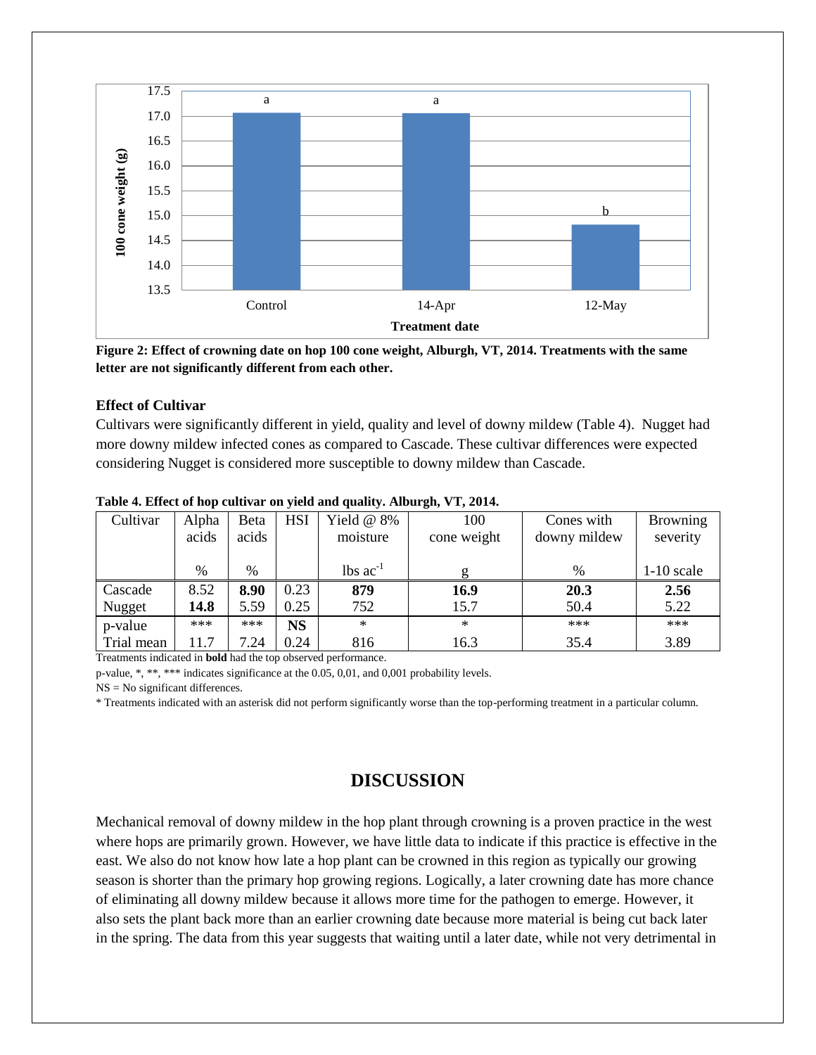Figure 2: Effect of crowning date on hop 100 cone weight, Alburgh, VT, 2014. Treatments with the same letter are not significantly different from each other.

### Effect of Cultivar

Cultivars were significantly different in yield, quality and level of downy mildew (Table 4). Nugget had more downy mildew infected cones as compared to Cascade. These cultivar differences were expected considering Nugget is considered more susceptible to downy mildew than Cascade.

**Table 4. Effect of hop cultivar on yield and quality. Alburgh, VT, 2014.**

| Cultivar | Alpha acids | Beta acids | HSI | Yield @ 8% moisture | 100 cone weight | Cones with downy mildew | Browning severity |
|---|---|---|---|---|---|---|---|
| | % | % | | lbs ac$^{-1}$ | g | % | 1-10 scale |
| Cascade | 8.52 | **8.90** | 0.23 | **879** | **16.9** | **20.3** | **2.56** |
| Nugget | **14.8** | 5.59 | 0.25 | 752 | 15.7 | 50.4 | 5.22 |
| p-value | *** | *** | **NS** | * | * | *** | *** |
| Trial mean | 11.7 | 7.24 | 0.24 | 816 | 16.3 | 35.4 | 3.89 |

Treatments indicated in **bold** had the top observed performance.

p-value, *, **, *** indicates significance at the 0.05, 0,01, and 0,001 probability levels.

NS = No significant differences.

* Treatments indicated with an asterisk did not perform significantly worse than the top-performing treatment in a particular column.

## DISCUSSION

Mechanical removal of downy mildew in the hop plant through crowning is a proven practice in the west where hops are primarily grown. However, we have little data to indicate if this practice is effective in the east. We also do not know how late a hop plant can be crowned in this region as typically our growing season is shorter than the primary hop growing regions. Logically, a later crowning date has more chance of eliminating all downy mildew because it allows more time for the pathogen to emerge. However, it also sets the plant back more than an earlier crowning date because more material is being cut back later in the spring. The data from this year suggests that waiting until a later date, while not very detrimental in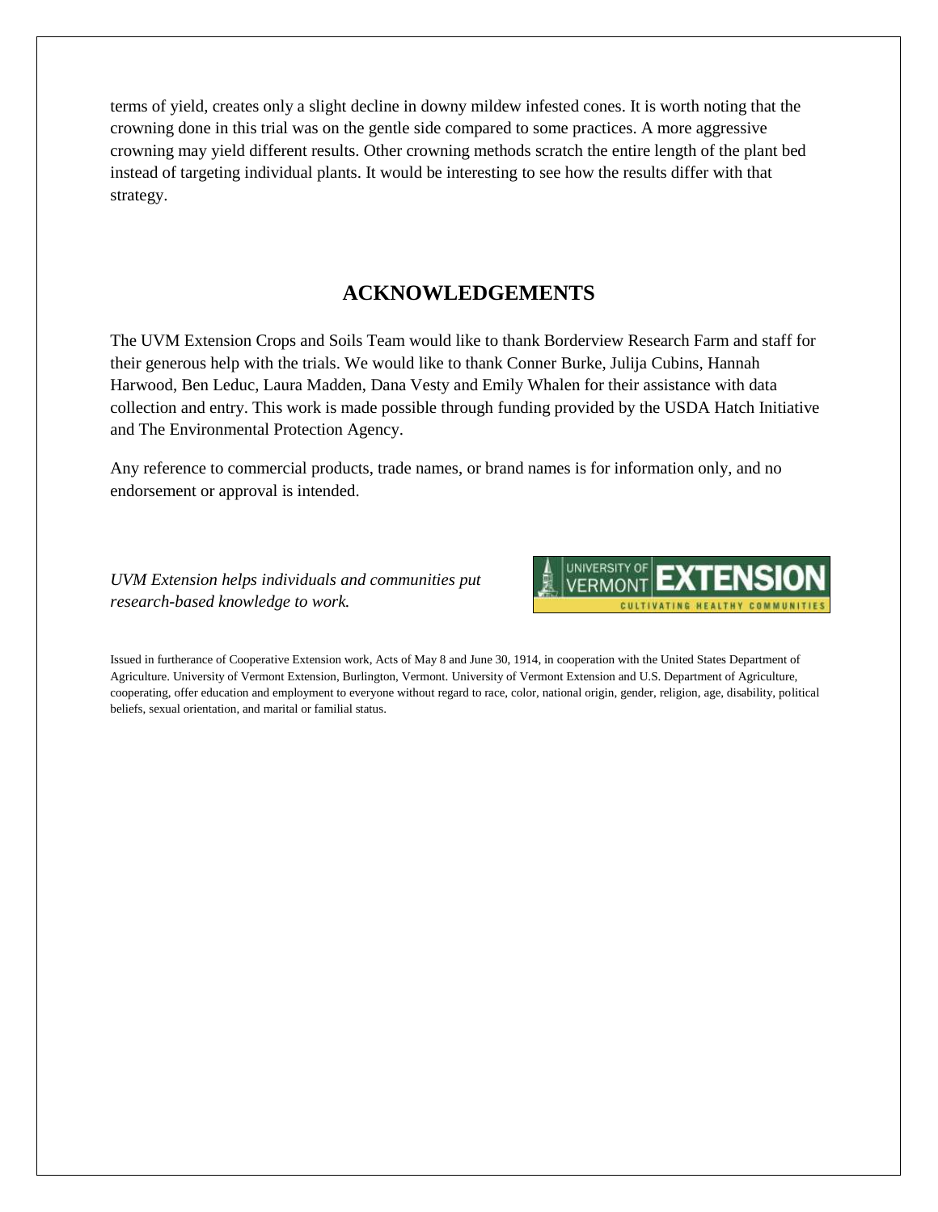terms of yield, creates only a slight decline in downy mildew infested cones. It is worth noting that the crowning done in this trial was on the gentle side compared to some practices. A more aggressive crowning may yield different results. Other crowning methods scratch the entire length of the plant bed instead of targeting individual plants. It would be interesting to see how the results differ with that strategy.

## ACKNOWLEDGEMENTS

The UVM Extension Crops and Soils Team would like to thank Borderview Research Farm and staff for their generous help with the trials. We would like to thank Conner Burke, Julija Cubins, Hannah Harwood, Ben Leduc, Laura Madden, Dana Vesty and Emily Whalen for their assistance with data collection and entry. This work is made possible through funding provided by the USDA Hatch Initiative and The Environmental Protection Agency.

Any reference to commercial products, trade names, or brand names is for information only, and no endorsement or approval is intended.

*UVM Extension helps individuals and communities put research-based knowledge to work.*

Issued in furtherance of Cooperative Extension work, Acts of May 8 and June 30, 1914, in cooperation with the United States Department of Agriculture. University of Vermont Extension, Burlington, Vermont. University of Vermont Extension and U.S. Department of Agriculture, cooperating, offer education and employment to everyone without regard to race, color, national origin, gender, religion, age, disability, political beliefs, sexual orientation, and marital or familial status.